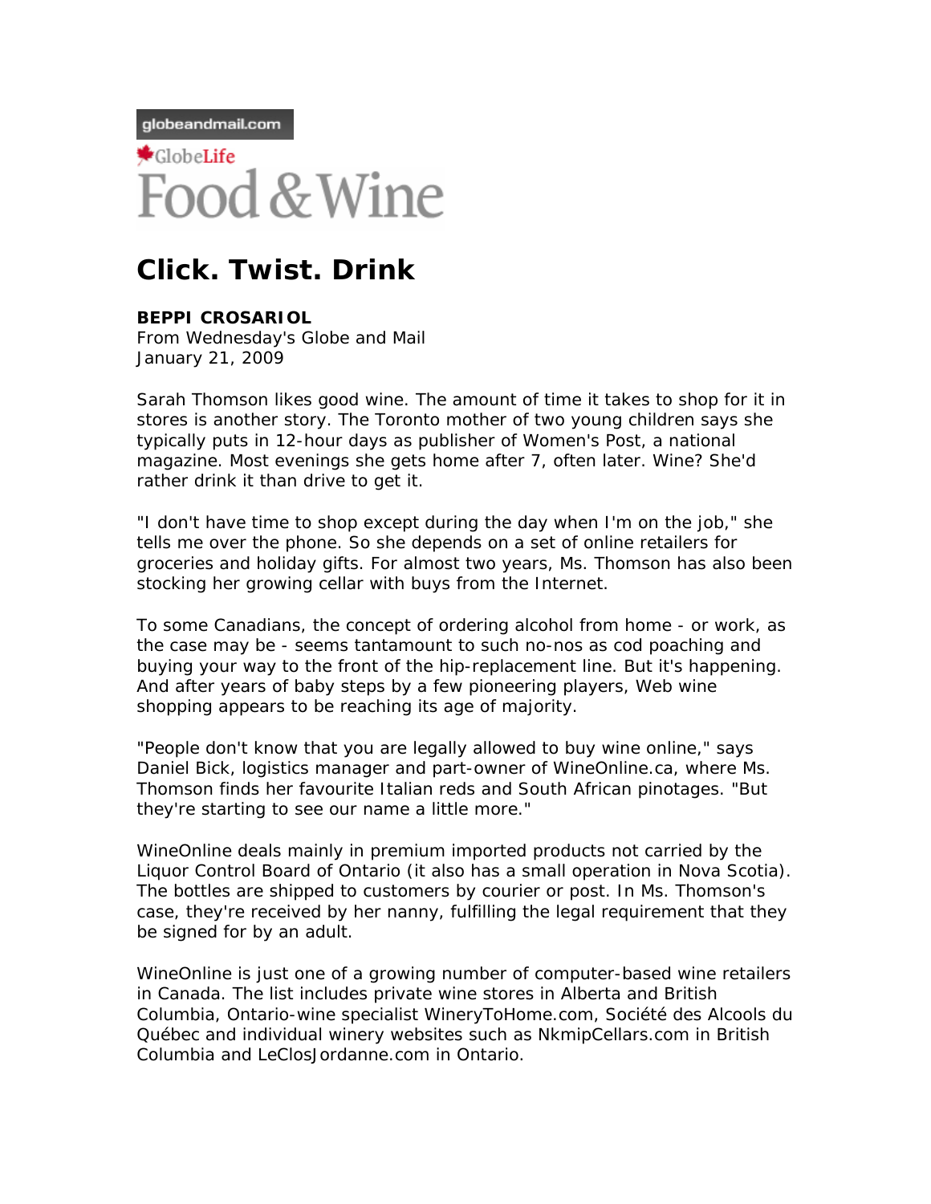globeandmail.com

GlobeLife

Food & Wine

# Click. Twist. Drink

**BEPPI CROSARIOL**
From Wednesday's Globe and Mail
January 21, 2009

Sarah Thomson likes good wine. The amount of time it takes to shop for it in stores is another story. The Toronto mother of two young children says she typically puts in 12-hour days as publisher of Women's Post, a national magazine. Most evenings she gets home after 7, often later. Wine? She'd rather drink it than drive to get it.

"I don't have time to shop except during the day when I'm on the job," she tells me over the phone. So she depends on a set of online retailers for groceries and holiday gifts. For almost two years, Ms. Thomson has also been stocking her growing cellar with buys from the Internet.

To some Canadians, the concept of ordering alcohol from home - or work, as the case may be - seems tantamount to such no-nos as cod poaching and buying your way to the front of the hip-replacement line. But it's happening. And after years of baby steps by a few pioneering players, Web wine shopping appears to be reaching its age of majority.

"People don't know that you are legally allowed to buy wine online," says Daniel Bick, logistics manager and part-owner of WineOnline.ca, where Ms. Thomson finds her favourite Italian reds and South African pinotages. "But they're starting to see our name a little more."

WineOnline deals mainly in premium imported products not carried by the Liquor Control Board of Ontario (it also has a small operation in Nova Scotia). The bottles are shipped to customers by courier or post. In Ms. Thomson's case, they're received by her nanny, fulfilling the legal requirement that they be signed for by an adult.

WineOnline is just one of a growing number of computer-based wine retailers in Canada. The list includes private wine stores in Alberta and British Columbia, Ontario-wine specialist WineryToHome.com, Société des Alcools du Québec and individual winery websites such as NkmipCellars.com in British Columbia and LeClosJordanne.com in Ontario.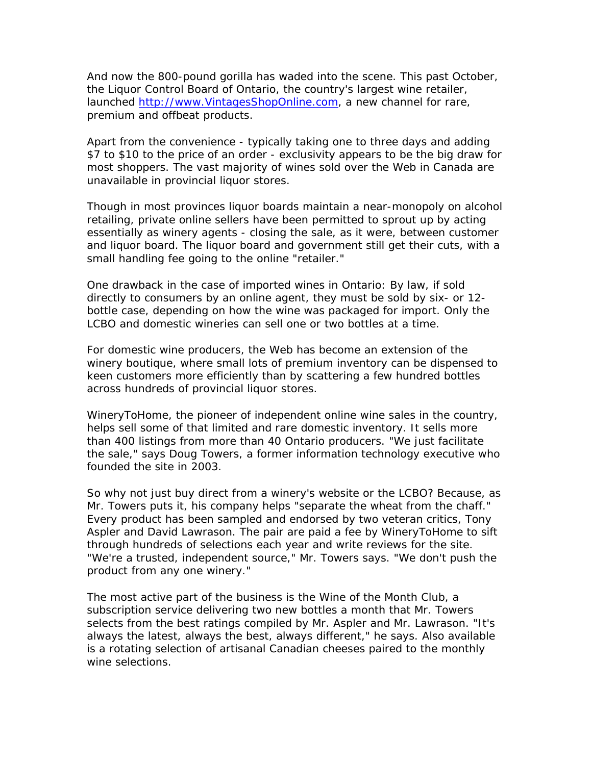And now the 800-pound gorilla has waded into the scene. This past October, the Liquor Control Board of Ontario, the country's largest wine retailer, launched [http://www.VintagesShopOnline.com](http://www.VintagesShopOnline.com), a new channel for rare, premium and offbeat products.

Apart from the convenience - typically taking one to three days and adding $7 to $10 to the price of an order - exclusivity appears to be the big draw for most shoppers. The vast majority of wines sold over the Web in Canada are unavailable in provincial liquor stores.

Though in most provinces liquor boards maintain a near-monopoly on alcohol retailing, private online sellers have been permitted to sprout up by acting essentially as winery agents - closing the sale, as it were, between customer and liquor board. The liquor board and government still get their cuts, with a small handling fee going to the online "retailer."

One drawback in the case of imported wines in Ontario: By law, if sold directly to consumers by an online agent, they must be sold by six- or 12-bottle case, depending on how the wine was packaged for import. Only the LCBO and domestic wineries can sell one or two bottles at a time.

For domestic wine producers, the Web has become an extension of the winery boutique, where small lots of premium inventory can be dispensed to keen customers more efficiently than by scattering a few hundred bottles across hundreds of provincial liquor stores.

WineryToHome, the pioneer of independent online wine sales in the country, helps sell some of that limited and rare domestic inventory. It sells more than 400 listings from more than 40 Ontario producers. "We just facilitate the sale," says Doug Towers, a former information technology executive who founded the site in 2003.

So why not just buy direct from a winery's website or the LCBO? Because, as Mr. Towers puts it, his company helps "separate the wheat from the chaff." Every product has been sampled and endorsed by two veteran critics, Tony Aspler and David Lawrason. The pair are paid a fee by WineryToHome to sift through hundreds of selections each year and write reviews for the site. "We're a trusted, independent source," Mr. Towers says. "We don't push the product from any one winery."

The most active part of the business is the Wine of the Month Club, a subscription service delivering two new bottles a month that Mr. Towers selects from the best ratings compiled by Mr. Aspler and Mr. Lawrason. "It's always the latest, always the best, always different," he says. Also available is a rotating selection of artisanal Canadian cheeses paired to the monthly wine selections.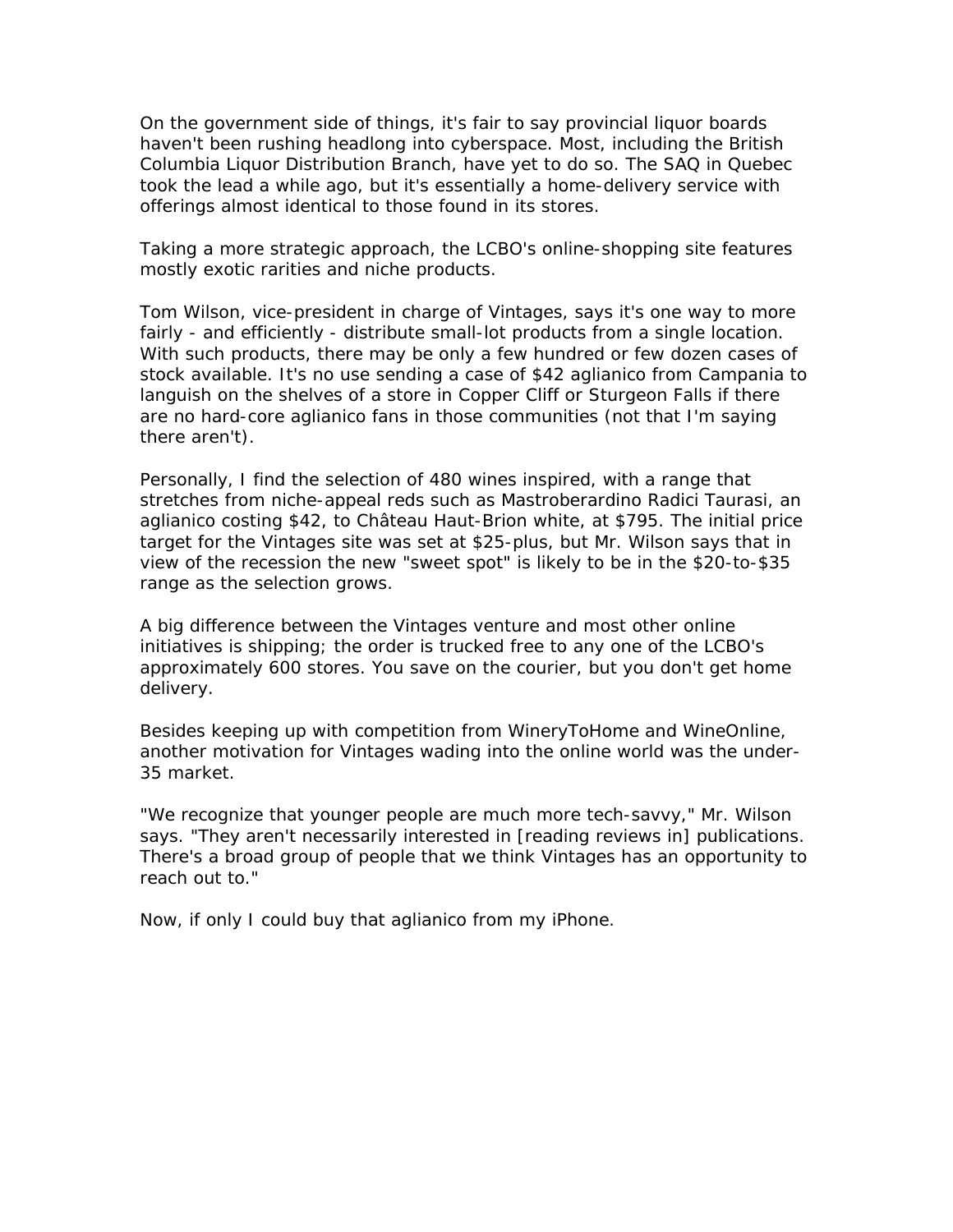On the government side of things, it's fair to say provincial liquor boards haven't been rushing headlong into cyberspace. Most, including the British Columbia Liquor Distribution Branch, have yet to do so. The SAQ in Quebec took the lead a while ago, but it's essentially a home-delivery service with offerings almost identical to those found in its stores.

Taking a more strategic approach, the LCBO's online-shopping site features mostly exotic rarities and niche products.

Tom Wilson, vice-president in charge of Vintages, says it's one way to more fairly - and efficiently - distribute small-lot products from a single location. With such products, there may be only a few hundred or few dozen cases of stock available. It's no use sending a case of $42 aglianico from Campania to languish on the shelves of a store in Copper Cliff or Sturgeon Falls if there are no hard-core aglianico fans in those communities (not that I'm saying there aren't).

Personally, I find the selection of 480 wines inspired, with a range that stretches from niche-appeal reds such as Mastroberardino Radici Taurasi, an aglianico costing $42, to Château Haut-Brion white, at $795. The initial price target for the Vintages site was set at $25-plus, but Mr. Wilson says that in view of the recession the new "sweet spot" is likely to be in the $20-to-$35 range as the selection grows.

A big difference between the Vintages venture and most other online initiatives is shipping; the order is trucked free to any one of the LCBO's approximately 600 stores. You save on the courier, but you don't get home delivery.

Besides keeping up with competition from WineryToHome and WineOnline, another motivation for Vintages wading into the online world was the under-35 market.

"We recognize that younger people are much more tech-savvy," Mr. Wilson says. "They aren't necessarily interested in [reading reviews in] publications. There's a broad group of people that we think Vintages has an opportunity to reach out to."

Now, if only I could buy that aglianico from my iPhone.